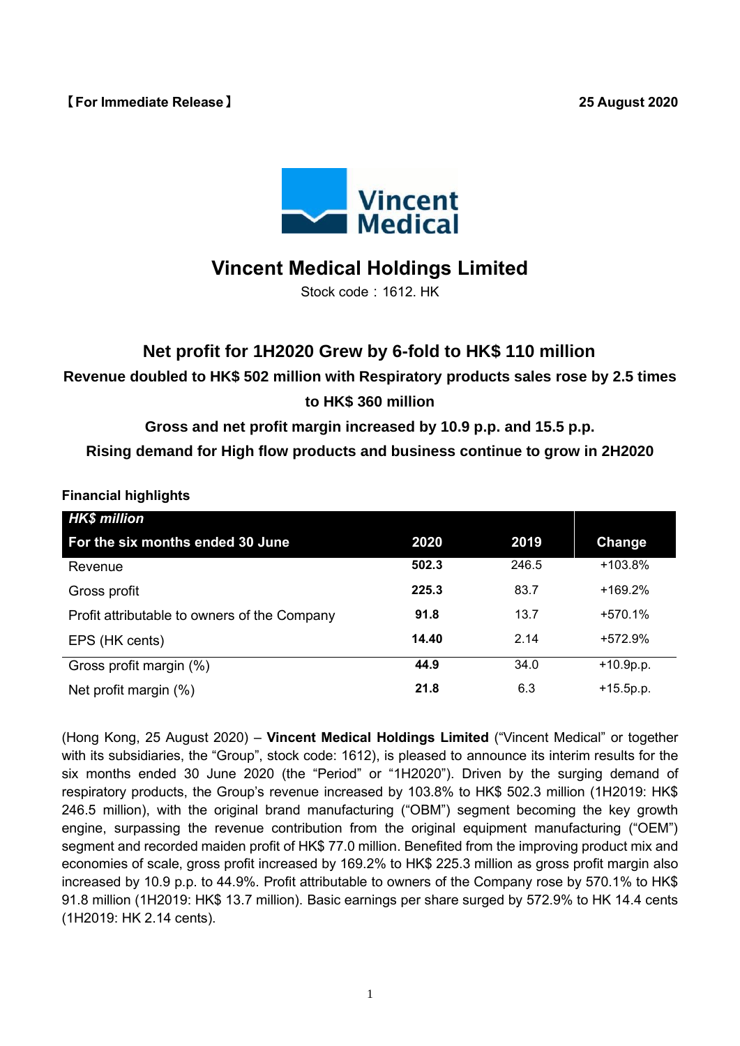【For Immediate Release】 25 August 2020

# Vincent Medical Holdings Limited

Stock code：1612. HK

## Net profit for 1H2020 Grew by 6-fold to HK$ 110 million

### Revenue doubled to HK$ 502 million with Respiratory products sales rose by 2.5 times to HK$ 360 million

### Gross and net profit margin increased by 10.9 p.p. and 15.5 p.p.

### Rising demand for High flow products and business continue to grow in 2H2020

**Financial highlights**

| ***HK$ million*** **For the six months ended 30 June** | **2020** | **2019** | **Change** |
|---|---|---|---|
| Revenue | **502.3** | 246.5 | +103.8% |
| Gross profit | **225.3** | 83.7 | +169.2% |
| Profit attributable to owners of the Company | **91.8** | 13.7 | +570.1% |
| EPS (HK cents) | **14.40** | 2.14 | +572.9% |
| Gross profit margin (%) | **44.9** | 34.0 | +10.9p.p. |
| Net profit margin (%) | **21.8** | 6.3 | +15.5p.p. |

(Hong Kong, 25 August 2020) – **Vincent Medical Holdings Limited** ("Vincent Medical" or together with its subsidiaries, the "Group", stock code: 1612), is pleased to announce its interim results for the six months ended 30 June 2020 (the "Period" or "1H2020"). Driven by the surging demand of respiratory products, the Group's revenue increased by 103.8% to HK$ 502.3 million (1H2019: HK$ 246.5 million), with the original brand manufacturing ("OBM") segment becoming the key growth engine, surpassing the revenue contribution from the original equipment manufacturing ("OEM") segment and recorded maiden profit of HK$ 77.0 million. Benefited from the improving product mix and economies of scale, gross profit increased by 169.2% to HK$ 225.3 million as gross profit margin also increased by 10.9 p.p. to 44.9%. Profit attributable to owners of the Company rose by 570.1% to HK$ 91.8 million (1H2019: HK$ 13.7 million). Basic earnings per share surged by 572.9% to HK 14.4 cents (1H2019: HK 2.14 cents).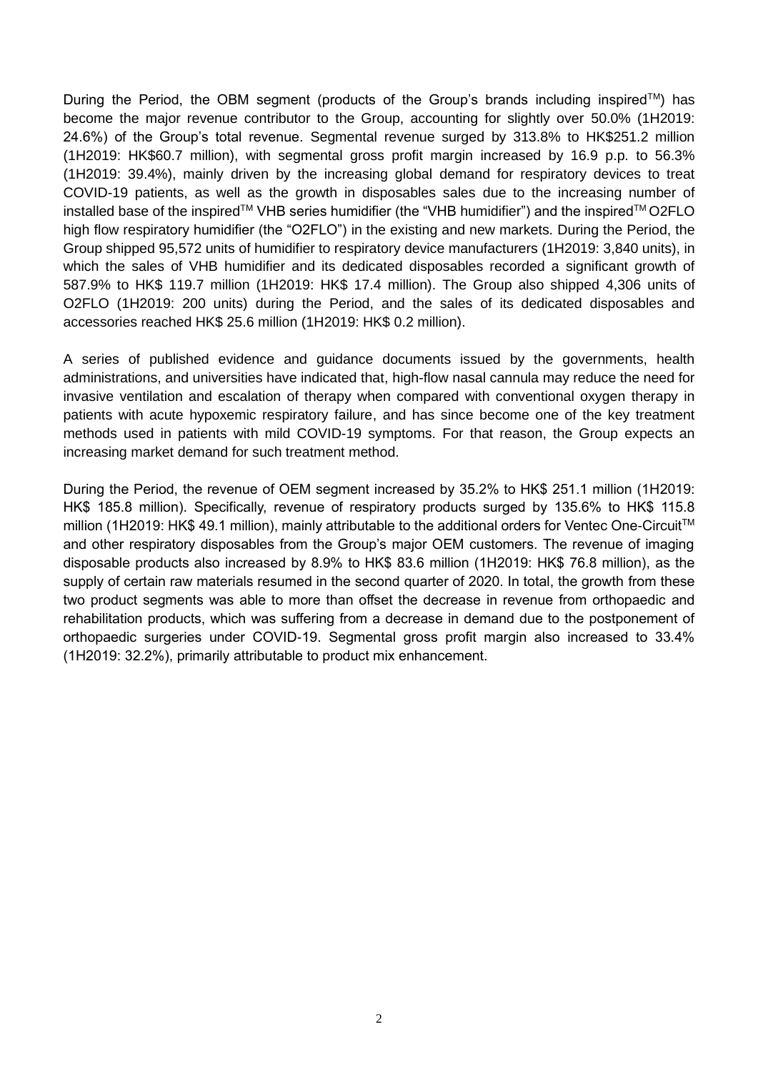During the Period, the OBM segment (products of the Group's brands including inspired™) has become the major revenue contributor to the Group, accounting for slightly over 50.0% (1H2019: 24.6%) of the Group's total revenue. Segmental revenue surged by 313.8% to HK$251.2 million (1H2019: HK$60.7 million), with segmental gross profit margin increased by 16.9 p.p. to 56.3% (1H2019: 39.4%), mainly driven by the increasing global demand for respiratory devices to treat COVID-19 patients, as well as the growth in disposables sales due to the increasing number of installed base of the inspired™ VHB series humidifier (the "VHB humidifier") and the inspired™ O2FLO high flow respiratory humidifier (the "O2FLO") in the existing and new markets. During the Period, the Group shipped 95,572 units of humidifier to respiratory device manufacturers (1H2019: 3,840 units), in which the sales of VHB humidifier and its dedicated disposables recorded a significant growth of 587.9% to HK$ 119.7 million (1H2019: HK$ 17.4 million). The Group also shipped 4,306 units of O2FLO (1H2019: 200 units) during the Period, and the sales of its dedicated disposables and accessories reached HK$ 25.6 million (1H2019: HK$ 0.2 million).

A series of published evidence and guidance documents issued by the governments, health administrations, and universities have indicated that, high-flow nasal cannula may reduce the need for invasive ventilation and escalation of therapy when compared with conventional oxygen therapy in patients with acute hypoxemic respiratory failure, and has since become one of the key treatment methods used in patients with mild COVID-19 symptoms. For that reason, the Group expects an increasing market demand for such treatment method.

During the Period, the revenue of OEM segment increased by 35.2% to HK$ 251.1 million (1H2019: HK$ 185.8 million). Specifically, revenue of respiratory products surged by 135.6% to HK$ 115.8 million (1H2019: HK$ 49.1 million), mainly attributable to the additional orders for Ventec One-Circuit™ and other respiratory disposables from the Group's major OEM customers. The revenue of imaging disposable products also increased by 8.9% to HK$ 83.6 million (1H2019: HK$ 76.8 million), as the supply of certain raw materials resumed in the second quarter of 2020. In total, the growth from these two product segments was able to more than offset the decrease in revenue from orthopaedic and rehabilitation products, which was suffering from a decrease in demand due to the postponement of orthopaedic surgeries under COVID-19. Segmental gross profit margin also increased to 33.4% (1H2019: 32.2%), primarily attributable to product mix enhancement.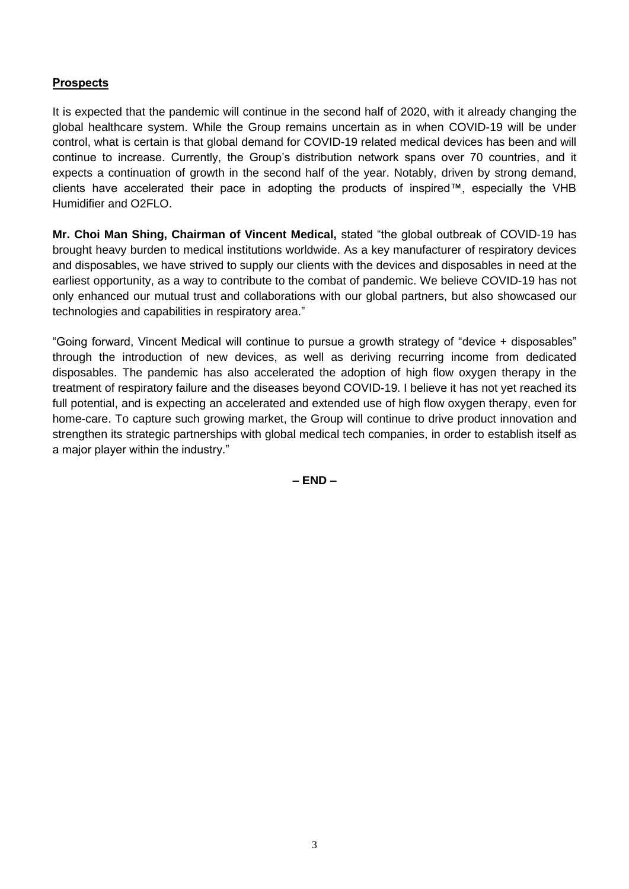**Prospects**

It is expected that the pandemic will continue in the second half of 2020, with it already changing the global healthcare system. While the Group remains uncertain as in when COVID-19 will be under control, what is certain is that global demand for COVID-19 related medical devices has been and will continue to increase. Currently, the Group's distribution network spans over 70 countries, and it expects a continuation of growth in the second half of the year. Notably, driven by strong demand, clients have accelerated their pace in adopting the products of inspired™, especially the VHB Humidifier and O2FLO.

**Mr. Choi Man Shing, Chairman of Vincent Medical,** stated "the global outbreak of COVID-19 has brought heavy burden to medical institutions worldwide. As a key manufacturer of respiratory devices and disposables, we have strived to supply our clients with the devices and disposables in need at the earliest opportunity, as a way to contribute to the combat of pandemic. We believe COVID-19 has not only enhanced our mutual trust and collaborations with our global partners, but also showcased our technologies and capabilities in respiratory area."

"Going forward, Vincent Medical will continue to pursue a growth strategy of "device + disposables" through the introduction of new devices, as well as deriving recurring income from dedicated disposables. The pandemic has also accelerated the adoption of high flow oxygen therapy in the treatment of respiratory failure and the diseases beyond COVID-19. I believe it has not yet reached its full potential, and is expecting an accelerated and extended use of high flow oxygen therapy, even for home-care. To capture such growing market, the Group will continue to drive product innovation and strengthen its strategic partnerships with global medical tech companies, in order to establish itself as a major player within the industry."

**– END –**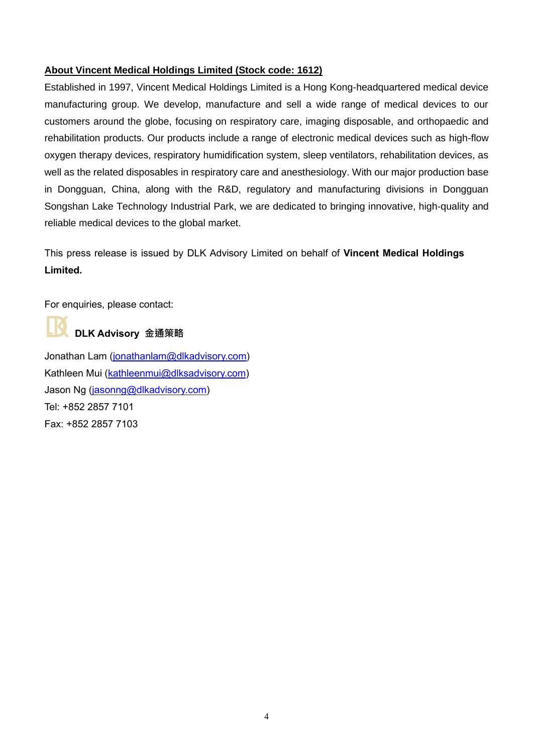**About Vincent Medical Holdings Limited (Stock code: 1612)**

Established in 1997, Vincent Medical Holdings Limited is a Hong Kong-headquartered medical device manufacturing group. We develop, manufacture and sell a wide range of medical devices to our customers around the globe, focusing on respiratory care, imaging disposable, and orthopaedic and rehabilitation products. Our products include a range of electronic medical devices such as high-flow oxygen therapy devices, respiratory humidification system, sleep ventilators, rehabilitation devices, as well as the related disposables in respiratory care and anesthesiology. With our major production base in Dongguan, China, along with the R&D, regulatory and manufacturing divisions in Dongguan Songshan Lake Technology Industrial Park, we are dedicated to bringing innovative, high-quality and reliable medical devices to the global market.

This press release is issued by DLK Advisory Limited on behalf of **Vincent Medical Holdings Limited.**

For enquiries, please contact:

**DLK Advisory 金通策略**

Jonathan Lam (jonathanlam@dlkadvisory.com)
Kathleen Mui (kathleenmui@dlksadvisory.com)
Jason Ng (jasonng@dlkadvisory.com)
Tel: +852 2857 7101
Fax: +852 2857 7103